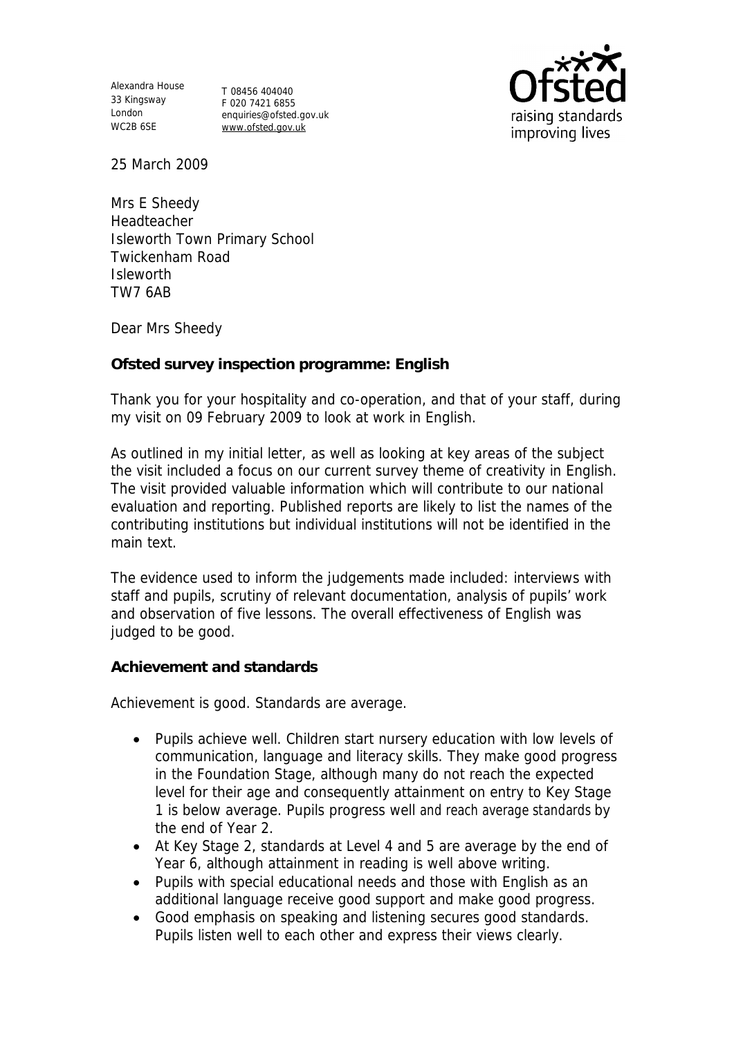Alexandra House
33 Kingsway
London
WC2B 6SE

T 08456 404040
F 020 7421 6855
enquiries@ofsted.gov.uk
www.ofsted.gov.uk

25 March 2009

Mrs E Sheedy
Headteacher
Isleworth Town Primary School
Twickenham Road
Isleworth
TW7 6AB

Dear Mrs Sheedy

**Ofsted survey inspection programme: English**

Thank you for your hospitality and co-operation, and that of your staff, during my visit on 09 February 2009 to look at work in English.

As outlined in my initial letter, as well as looking at key areas of the subject the visit included a focus on our current survey theme of creativity in English. The visit provided valuable information which will contribute to our national evaluation and reporting. Published reports are likely to list the names of the contributing institutions but individual institutions will not be identified in the main text.

The evidence used to inform the judgements made included: interviews with staff and pupils, scrutiny of relevant documentation, analysis of pupils' work and observation of five lessons. The overall effectiveness of English was judged to be good.

**Achievement and standards**

Achievement is good. Standards are average.

- Pupils achieve well. Children start nursery education with low levels of communication, language and literacy skills. They make good progress in the Foundation Stage, although many do not reach the expected level for their age and consequently attainment on entry to Key Stage 1 is below average. Pupils progress well and reach average standards by the end of Year 2.
- At Key Stage 2, standards at Level 4 and 5 are average by the end of Year 6, although attainment in reading is well above writing.
- Pupils with special educational needs and those with English as an additional language receive good support and make good progress.
- Good emphasis on speaking and listening secures good standards. Pupils listen well to each other and express their views clearly.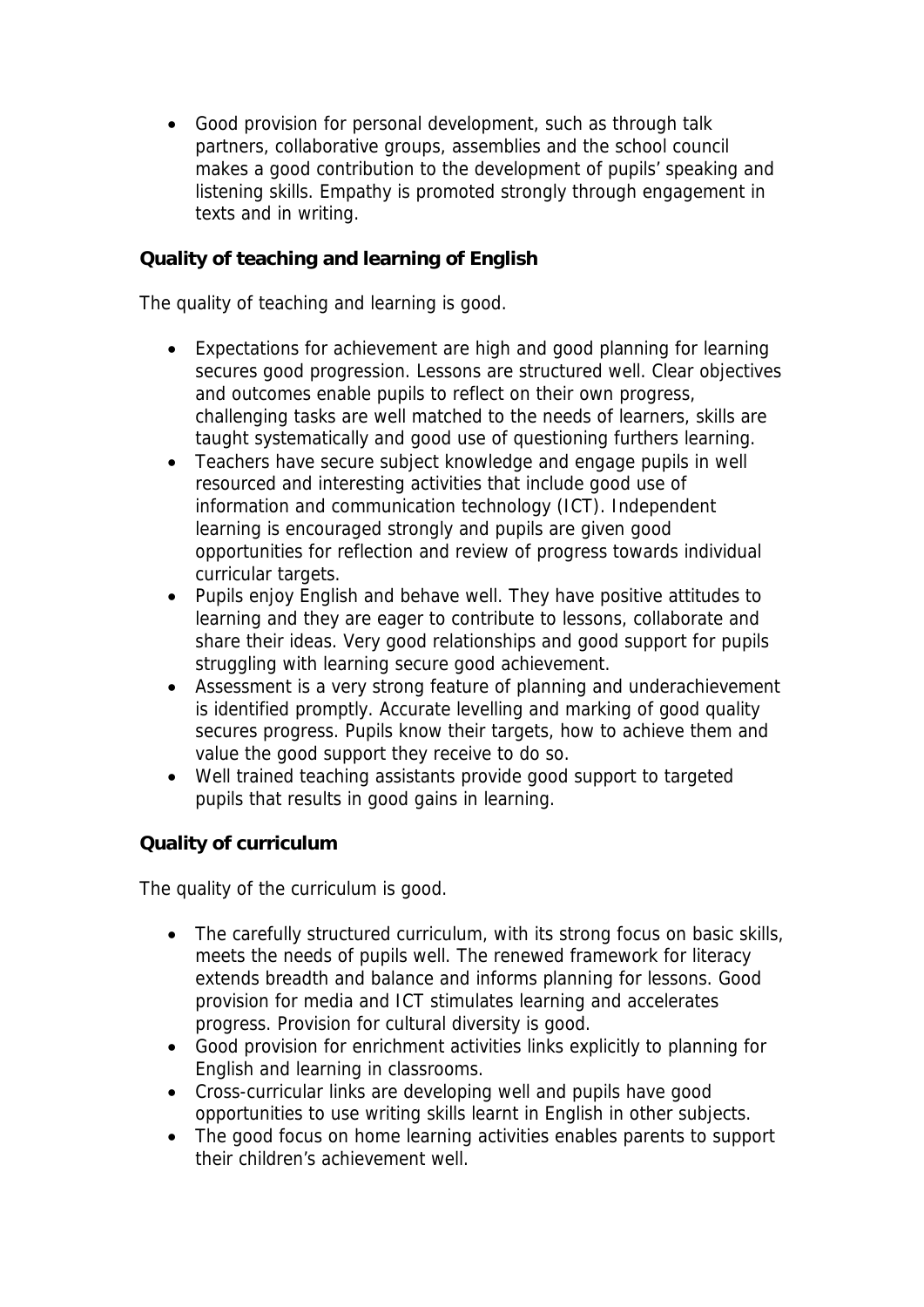- Good provision for personal development, such as through talk partners, collaborative groups, assemblies and the school council makes a good contribution to the development of pupils' speaking and listening skills. Empathy is promoted strongly through engagement in texts and in writing.

**Quality of teaching and learning of English**

The quality of teaching and learning is good.

- Expectations for achievement are high and good planning for learning secures good progression. Lessons are structured well. Clear objectives and outcomes enable pupils to reflect on their own progress, challenging tasks are well matched to the needs of learners, skills are taught systematically and good use of questioning furthers learning.
- Teachers have secure subject knowledge and engage pupils in well resourced and interesting activities that include good use of information and communication technology (ICT). Independent learning is encouraged strongly and pupils are given good opportunities for reflection and review of progress towards individual curricular targets.
- Pupils enjoy English and behave well. They have positive attitudes to learning and they are eager to contribute to lessons, collaborate and share their ideas. Very good relationships and good support for pupils struggling with learning secure good achievement.
- Assessment is a very strong feature of planning and underachievement is identified promptly. Accurate levelling and marking of good quality secures progress. Pupils know their targets, how to achieve them and value the good support they receive to do so.
- Well trained teaching assistants provide good support to targeted pupils that results in good gains in learning.

**Quality of curriculum**

The quality of the curriculum is good.

- The carefully structured curriculum, with its strong focus on basic skills, meets the needs of pupils well. The renewed framework for literacy extends breadth and balance and informs planning for lessons. Good provision for media and ICT stimulates learning and accelerates progress. Provision for cultural diversity is good.
- Good provision for enrichment activities links explicitly to planning for English and learning in classrooms.
- Cross-curricular links are developing well and pupils have good opportunities to use writing skills learnt in English in other subjects.
- The good focus on home learning activities enables parents to support their children's achievement well.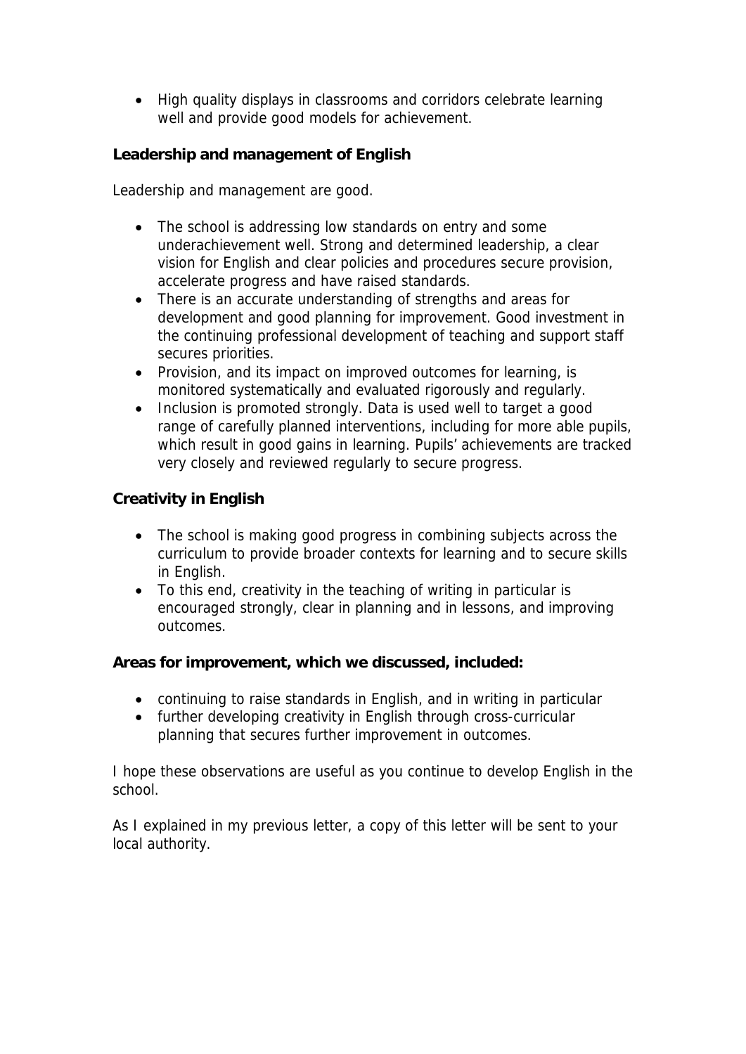- High quality displays in classrooms and corridors celebrate learning well and provide good models for achievement.

**Leadership and management of English**

Leadership and management are good.

- The school is addressing low standards on entry and some underachievement well. Strong and determined leadership, a clear vision for English and clear policies and procedures secure provision, accelerate progress and have raised standards.
- There is an accurate understanding of strengths and areas for development and good planning for improvement. Good investment in the continuing professional development of teaching and support staff secures priorities.
- Provision, and its impact on improved outcomes for learning, is monitored systematically and evaluated rigorously and regularly.
- Inclusion is promoted strongly. Data is used well to target a good range of carefully planned interventions, including for more able pupils, which result in good gains in learning. Pupils' achievements are tracked very closely and reviewed regularly to secure progress.

**Creativity in English**

- The school is making good progress in combining subjects across the curriculum to provide broader contexts for learning and to secure skills in English.
- To this end, creativity in the teaching of writing in particular is encouraged strongly, clear in planning and in lessons, and improving outcomes.

**Areas for improvement, which we discussed, included:**

- continuing to raise standards in English, and in writing in particular
- further developing creativity in English through cross-curricular planning that secures further improvement in outcomes.

I hope these observations are useful as you continue to develop English in the school.

As I explained in my previous letter, a copy of this letter will be sent to your local authority.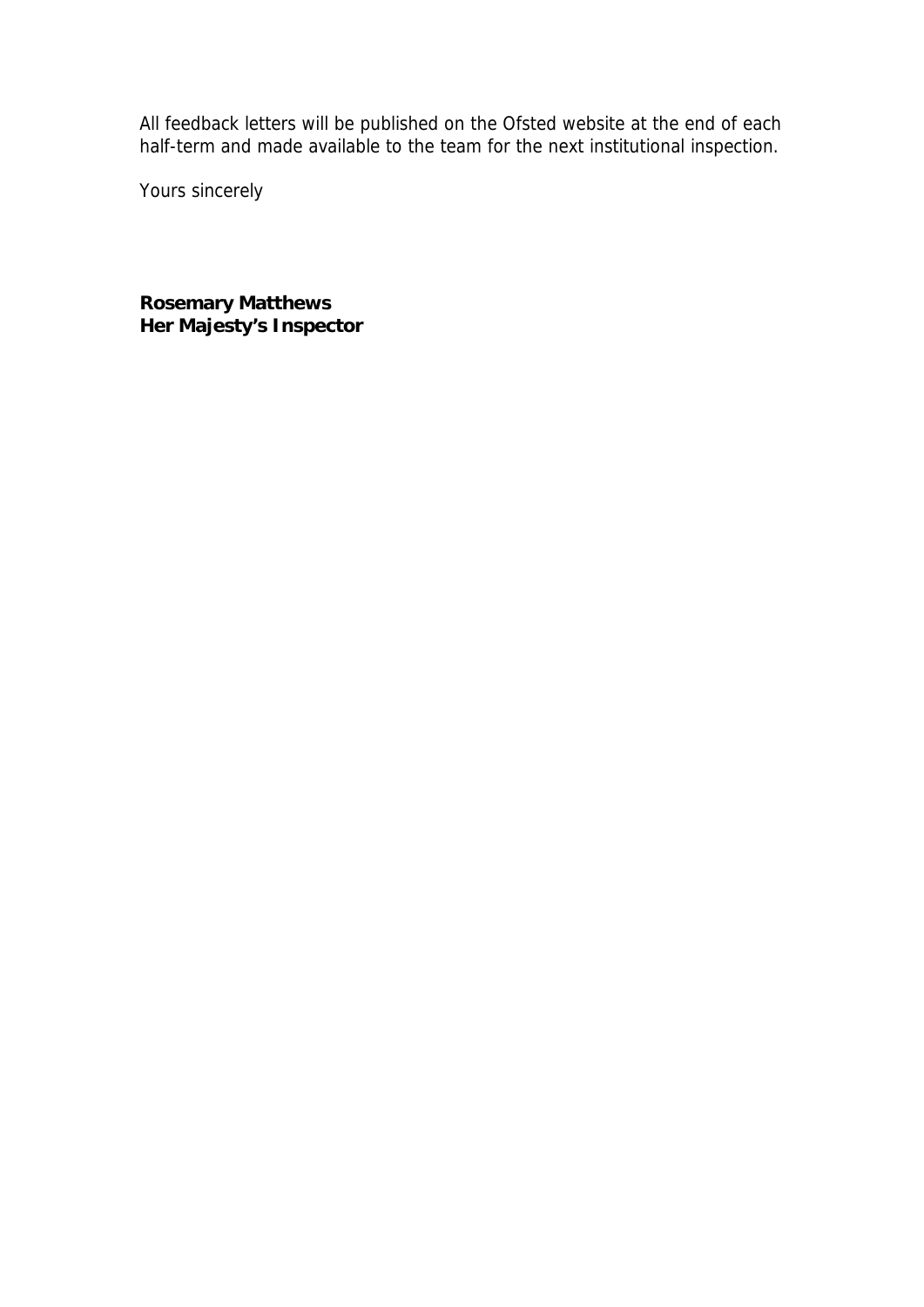All feedback letters will be published on the Ofsted website at the end of each half-term and made available to the team for the next institutional inspection.

Yours sincerely

**Rosemary Matthews**
**Her Majesty's Inspector**